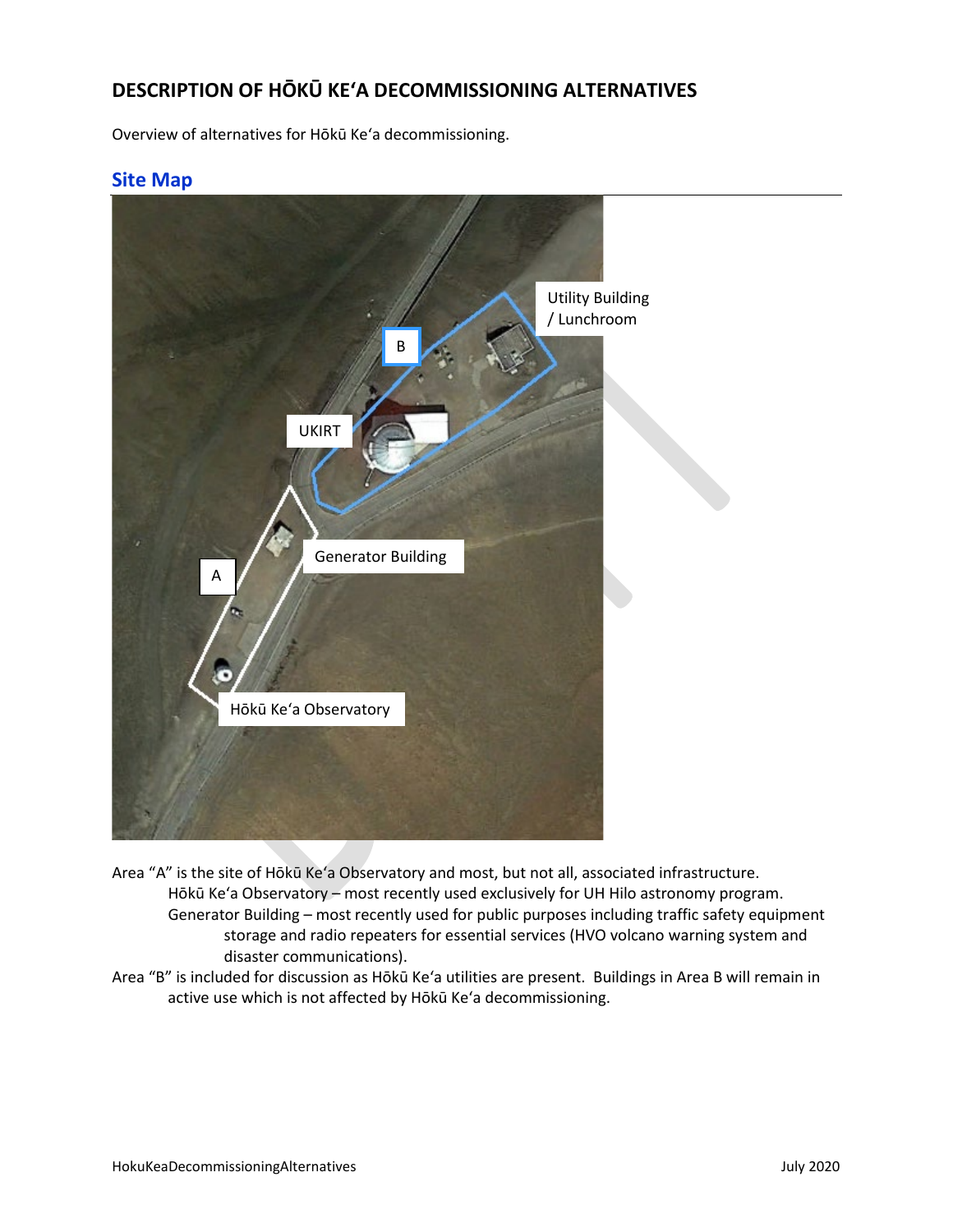# DESCRIPTION OF HŌKŪ KEʻA DECOMMISSIONING ALTERNATIVES

Overview of alternatives for Hōkū Keʻa decommissioning.

## Site Map

Area "A" is the site of Hōkū Keʻa Observatory and most, but not all, associated infrastructure.

- Hōkū Keʻa Observatory – most recently used exclusively for UH Hilo astronomy program.
- Generator Building – most recently used for public purposes including traffic safety equipment storage and radio repeaters for essential services (HVO volcano warning system and disaster communications).

Area "B" is included for discussion as Hōkū Keʻa utilities are present. Buildings in Area B will remain in active use which is not affected by Hōkū Keʻa decommissioning.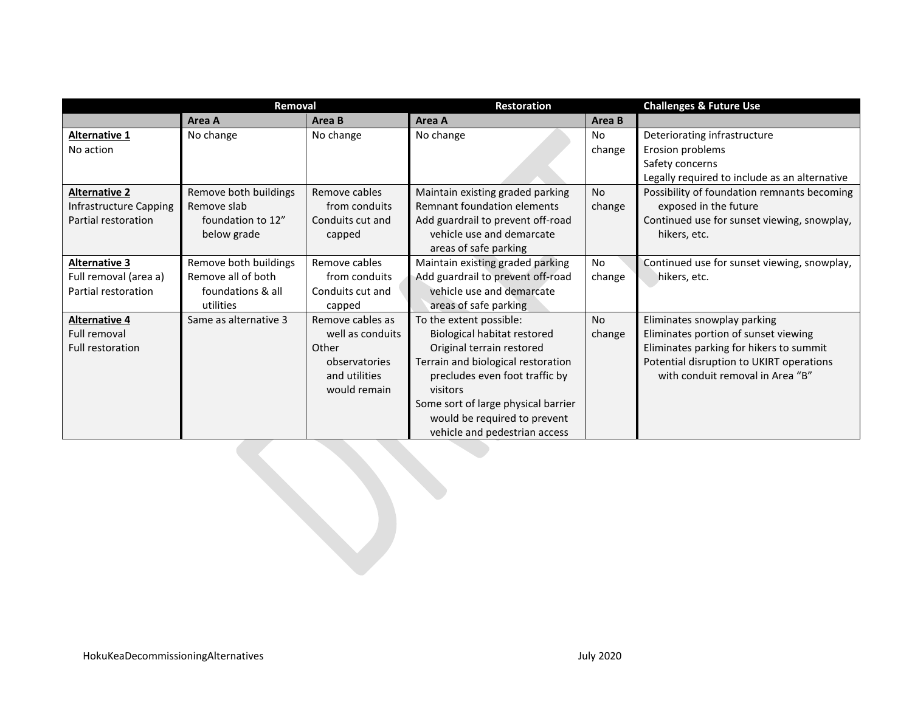| | Removal | | Restoration | | Challenges & Future Use |
|---|---|---|---|---|---|
| | Area A | Area B | Area A | Area B | |
| **Alternative 1**<br>No action | No change | No change | No change | No change | Deteriorating infrastructure<br>Erosion problems<br>Safety concerns<br>Legally required to include as an alternative |
| **Alternative 2**<br>Infrastructure Capping<br>Partial restoration | Remove both buildings<br>Remove slab foundation to 12" below grade | Remove cables from conduits<br>Conduits cut and capped | Maintain existing graded parking<br>Remnant foundation elements<br>Add guardrail to prevent off-road vehicle use and demarcate areas of safe parking | No change | Possibility of foundation remnants becoming exposed in the future<br>Continued use for sunset viewing, snowplay, hikers, etc. |
| **Alternative 3**<br>Full removal (area a)<br>Partial restoration | Remove both buildings<br>Remove all of both foundations & all utilities | Remove cables from conduits<br>Conduits cut and capped | Maintain existing graded parking<br>Add guardrail to prevent off-road vehicle use and demarcate areas of safe parking | No change | Continued use for sunset viewing, snowplay, hikers, etc. |
| **Alternative 4**<br>Full removal<br>Full restoration | Same as alternative 3 | Remove cables as well as conduits<br>Other observatories and utilities would remain | To the extent possible:<br>Biological habitat restored<br>Original terrain restored<br>Terrain and biological restoration precludes even foot traffic by visitors<br>Some sort of large physical barrier would be required to prevent vehicle and pedestrian access | No change | Eliminates snowplay parking<br>Eliminates portion of sunset viewing<br>Eliminates parking for hikers to summit<br>Potential disruption to UKIRT operations with conduit removal in Area "B" |